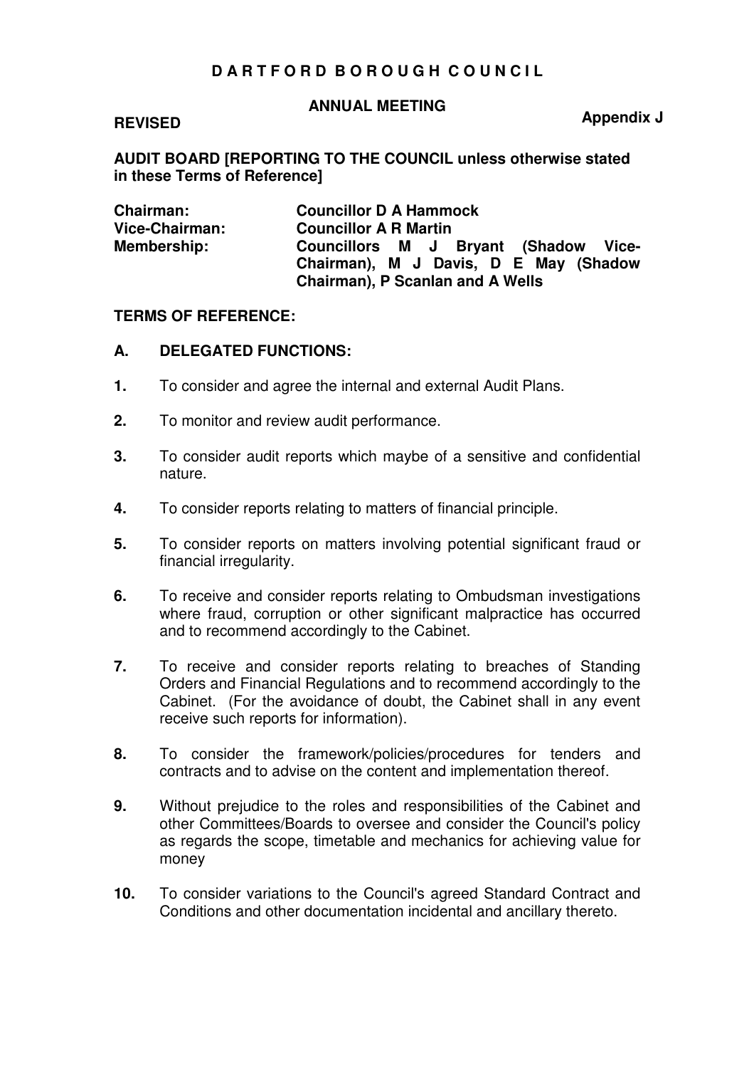# DARTFORD BOROUGH COUNCIL

## ANNUAL MEETING

**REVISED** **Appendix J**

**AUDIT BOARD [REPORTING TO THE COUNCIL unless otherwise stated in these Terms of Reference]**

| | |
|---|---|
| **Chairman:** | **Councillor D A Hammock** |
| **Vice-Chairman:** | **Councillor A R Martin** |
| **Membership:** | **Councillors M J Bryant (Shadow Vice-Chairman), M J Davis, D E May (Shadow Chairman), P Scanlan and A Wells** |

**TERMS OF REFERENCE:**

**A. DELEGATED FUNCTIONS:**

**1.** To consider and agree the internal and external Audit Plans.

**2.** To monitor and review audit performance.

**3.** To consider audit reports which maybe of a sensitive and confidential nature.

**4.** To consider reports relating to matters of financial principle.

**5.** To consider reports on matters involving potential significant fraud or financial irregularity.

**6.** To receive and consider reports relating to Ombudsman investigations where fraud, corruption or other significant malpractice has occurred and to recommend accordingly to the Cabinet.

**7.** To receive and consider reports relating to breaches of Standing Orders and Financial Regulations and to recommend accordingly to the Cabinet. (For the avoidance of doubt, the Cabinet shall in any event receive such reports for information).

**8.** To consider the framework/policies/procedures for tenders and contracts and to advise on the content and implementation thereof.

**9.** Without prejudice to the roles and responsibilities of the Cabinet and other Committees/Boards to oversee and consider the Council's policy as regards the scope, timetable and mechanics for achieving value for money

**10.** To consider variations to the Council's agreed Standard Contract and Conditions and other documentation incidental and ancillary thereto.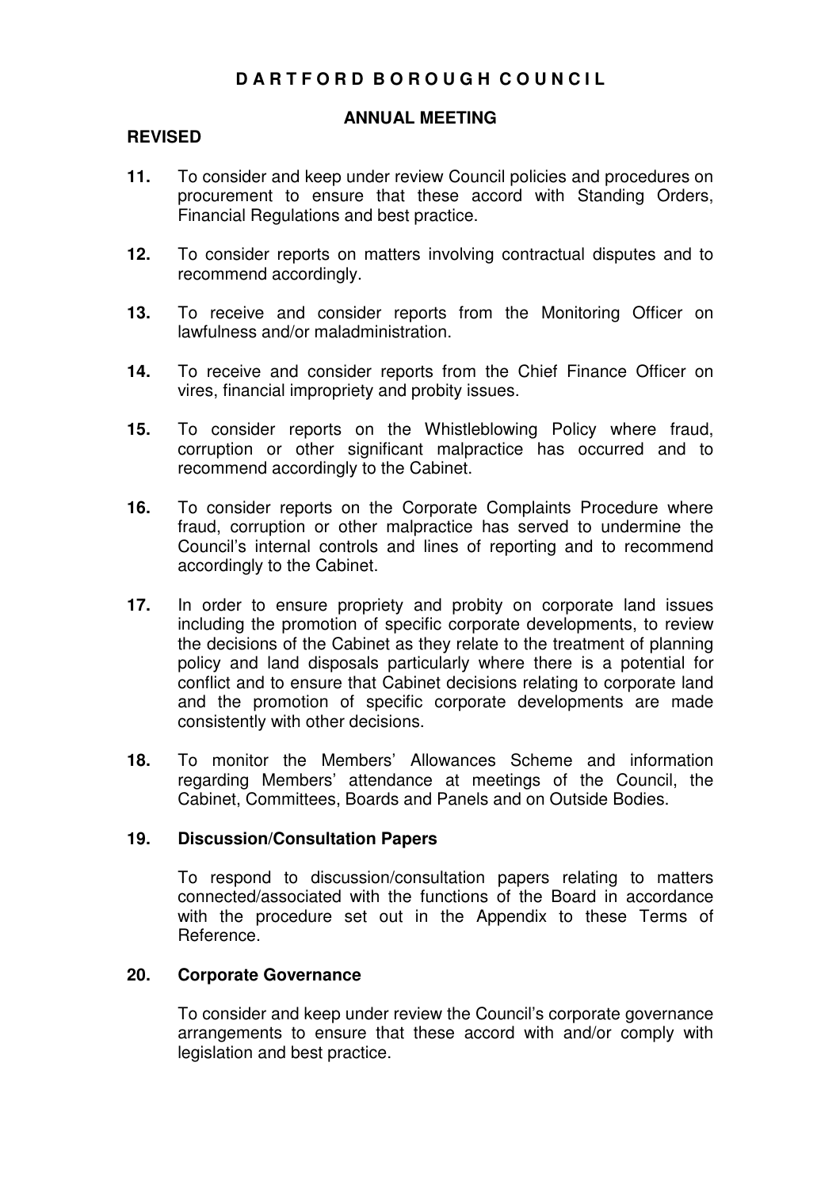**D A R T F O R D B O R O U G H C O U N C I L**

**ANNUAL MEETING**

**REVISED**

**11.** To consider and keep under review Council policies and procedures on procurement to ensure that these accord with Standing Orders, Financial Regulations and best practice.

**12.** To consider reports on matters involving contractual disputes and to recommend accordingly.

**13.** To receive and consider reports from the Monitoring Officer on lawfulness and/or maladministration.

**14.** To receive and consider reports from the Chief Finance Officer on vires, financial impropriety and probity issues.

**15.** To consider reports on the Whistleblowing Policy where fraud, corruption or other significant malpractice has occurred and to recommend accordingly to the Cabinet.

**16.** To consider reports on the Corporate Complaints Procedure where fraud, corruption or other malpractice has served to undermine the Council's internal controls and lines of reporting and to recommend accordingly to the Cabinet.

**17.** In order to ensure propriety and probity on corporate land issues including the promotion of specific corporate developments, to review the decisions of the Cabinet as they relate to the treatment of planning policy and land disposals particularly where there is a potential for conflict and to ensure that Cabinet decisions relating to corporate land and the promotion of specific corporate developments are made consistently with other decisions.

**18.** To monitor the Members' Allowances Scheme and information regarding Members' attendance at meetings of the Council, the Cabinet, Committees, Boards and Panels and on Outside Bodies.

**19. Discussion/Consultation Papers**

To respond to discussion/consultation papers relating to matters connected/associated with the functions of the Board in accordance with the procedure set out in the Appendix to these Terms of Reference.

**20. Corporate Governance**

To consider and keep under review the Council's corporate governance arrangements to ensure that these accord with and/or comply with legislation and best practice.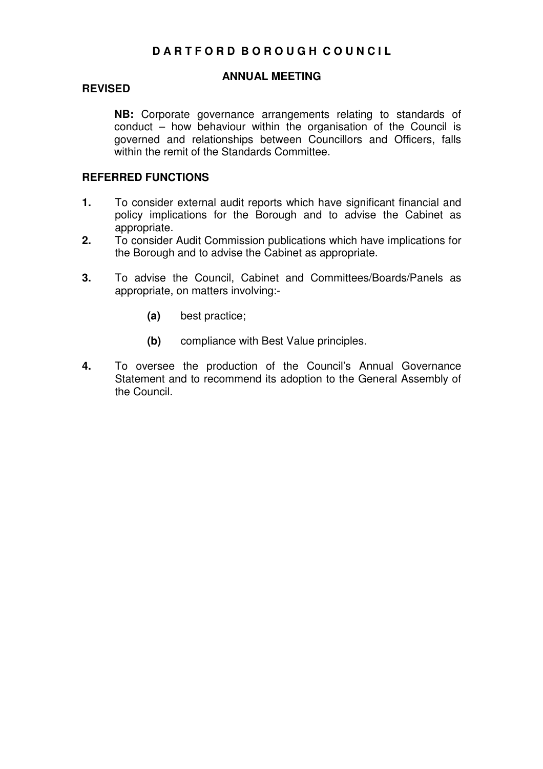**D A R T F O R D  B O R O U G H  C O U N C I L**

**ANNUAL MEETING**

**REVISED**

**NB:** Corporate governance arrangements relating to standards of conduct – how behaviour within the organisation of the Council is governed and relationships between Councillors and Officers, falls within the remit of the Standards Committee.

**REFERRED FUNCTIONS**

**1.** To consider external audit reports which have significant financial and policy implications for the Borough and to advise the Cabinet as appropriate.

**2.** To consider Audit Commission publications which have implications for the Borough and to advise the Cabinet as appropriate.

**3.** To advise the Council, Cabinet and Committees/Boards/Panels as appropriate, on matters involving:-

**(a)** best practice;

**(b)** compliance with Best Value principles.

**4.** To oversee the production of the Council's Annual Governance Statement and to recommend its adoption to the General Assembly of the Council.